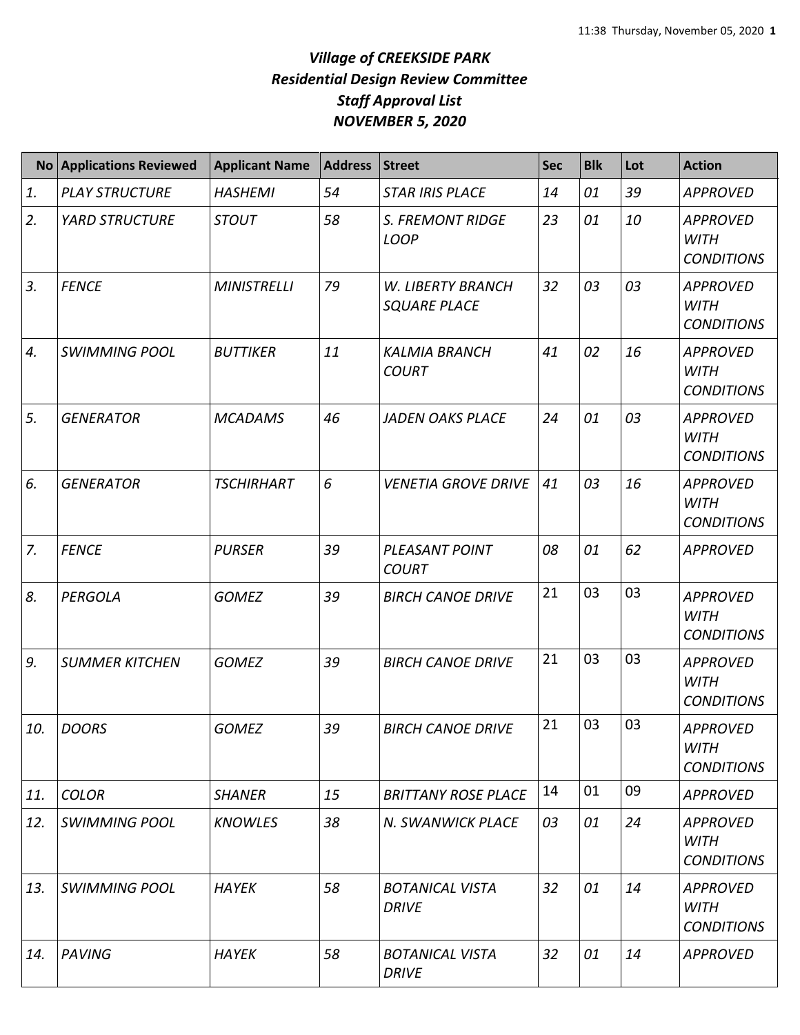# *Village of CREEKSIDE PARK*
## *Residential Design Review Committee*
## *Staff Approval List*
## *NOVEMBER 5, 2020*

| No | Applications Reviewed | Applicant Name | Address | Street | Sec | Blk | Lot | Action |
|---|---|---|---|---|---|---|---|---|
| *1.* | *PLAY STRUCTURE* | *HASHEMI* | *54* | *STAR IRIS PLACE* | *14* | *01* | *39* | *APPROVED* |
| *2.* | *YARD STRUCTURE* | *STOUT* | *58* | *S. FREMONT RIDGE LOOP* | *23* | *01* | *10* | *APPROVED WITH CONDITIONS* |
| *3.* | *FENCE* | *MINISTRELLI* | *79* | *W. LIBERTY BRANCH SQUARE PLACE* | *32* | *03* | *03* | *APPROVED WITH CONDITIONS* |
| *4.* | *SWIMMING POOL* | *BUTTIKER* | *11* | *KALMIA BRANCH COURT* | *41* | *02* | *16* | *APPROVED WITH CONDITIONS* |
| *5.* | *GENERATOR* | *MCADAMS* | *46* | *JADEN OAKS PLACE* | *24* | *01* | *03* | *APPROVED WITH CONDITIONS* |
| *6.* | *GENERATOR* | *TSCHIRHART* | *6* | *VENETIA GROVE DRIVE* | *41* | *03* | *16* | *APPROVED WITH CONDITIONS* |
| *7.* | *FENCE* | *PURSER* | *39* | *PLEASANT POINT COURT* | *08* | *01* | *62* | *APPROVED* |
| *8.* | *PERGOLA* | *GOMEZ* | *39* | *BIRCH CANOE DRIVE* | 21 | 03 | 03 | *APPROVED WITH CONDITIONS* |
| *9.* | *SUMMER KITCHEN* | *GOMEZ* | *39* | *BIRCH CANOE DRIVE* | 21 | 03 | 03 | *APPROVED WITH CONDITIONS* |
| *10.* | *DOORS* | *GOMEZ* | *39* | *BIRCH CANOE DRIVE* | 21 | 03 | 03 | *APPROVED WITH CONDITIONS* |
| *11.* | *COLOR* | *SHANER* | *15* | *BRITTANY ROSE PLACE* | 14 | 01 | 09 | *APPROVED* |
| *12.* | *SWIMMING POOL* | *KNOWLES* | *38* | *N. SWANWICK PLACE* | *03* | *01* | *24* | *APPROVED WITH CONDITIONS* |
| *13.* | *SWIMMING POOL* | *HAYEK* | *58* | *BOTANICAL VISTA DRIVE* | *32* | *01* | *14* | *APPROVED WITH CONDITIONS* |
| *14.* | *PAVING* | *HAYEK* | *58* | *BOTANICAL VISTA DRIVE* | *32* | *01* | *14* | *APPROVED* |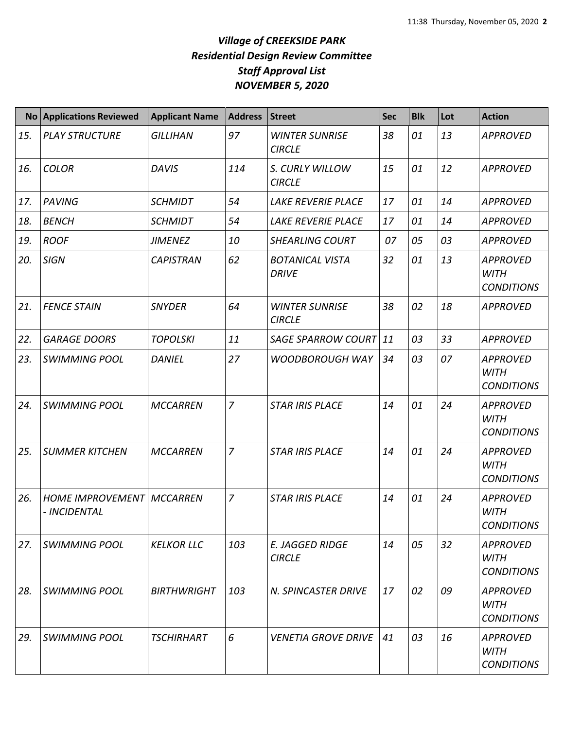# *Village of CREEKSIDE PARK*
# *Residential Design Review Committee*
# *Staff Approval List*
# *NOVEMBER 5, 2020*

| No | Applications Reviewed | Applicant Name | Address | Street | Sec | Blk | Lot | Action |
|---|---|---|---|---|---|---|---|---|
| *15.* | *PLAY STRUCTURE* | *GILLIHAN* | *97* | *WINTER SUNRISE CIRCLE* | *38* | *01* | *13* | *APPROVED* |
| *16.* | *COLOR* | *DAVIS* | *114* | *S. CURLY WILLOW CIRCLE* | *15* | *01* | *12* | *APPROVED* |
| *17.* | *PAVING* | *SCHMIDT* | *54* | *LAKE REVERIE PLACE* | *17* | *01* | *14* | *APPROVED* |
| *18.* | *BENCH* | *SCHMIDT* | *54* | *LAKE REVERIE PLACE* | *17* | *01* | *14* | *APPROVED* |
| *19.* | *ROOF* | *JIMENEZ* | *10* | *SHEARLING COURT* | *07* | *05* | *03* | *APPROVED* |
| *20.* | *SIGN* | *CAPISTRAN* | *62* | *BOTANICAL VISTA DRIVE* | *32* | *01* | *13* | *APPROVED WITH CONDITIONS* |
| *21.* | *FENCE STAIN* | *SNYDER* | *64* | *WINTER SUNRISE CIRCLE* | *38* | *02* | *18* | *APPROVED* |
| *22.* | *GARAGE DOORS* | *TOPOLSKI* | *11* | *SAGE SPARROW COURT* | *11* | *03* | *33* | *APPROVED* |
| *23.* | *SWIMMING POOL* | *DANIEL* | *27* | *WOODBOROUGH WAY* | *34* | *03* | *07* | *APPROVED WITH CONDITIONS* |
| *24.* | *SWIMMING POOL* | *MCCARREN* | *7* | *STAR IRIS PLACE* | *14* | *01* | *24* | *APPROVED WITH CONDITIONS* |
| *25.* | *SUMMER KITCHEN* | *MCCARREN* | *7* | *STAR IRIS PLACE* | *14* | *01* | *24* | *APPROVED WITH CONDITIONS* |
| *26.* | *HOME IMPROVEMENT - INCIDENTAL* | *MCCARREN* | *7* | *STAR IRIS PLACE* | *14* | *01* | *24* | *APPROVED WITH CONDITIONS* |
| *27.* | *SWIMMING POOL* | *KELKOR LLC* | *103* | *E. JAGGED RIDGE CIRCLE* | *14* | *05* | *32* | *APPROVED WITH CONDITIONS* |
| *28.* | *SWIMMING POOL* | *BIRTHWRIGHT* | *103* | *N. SPINCASTER DRIVE* | *17* | *02* | *09* | *APPROVED WITH CONDITIONS* |
| *29.* | *SWIMMING POOL* | *TSCHIRHART* | *6* | *VENETIA GROVE DRIVE* | *41* | *03* | *16* | *APPROVED WITH CONDITIONS* |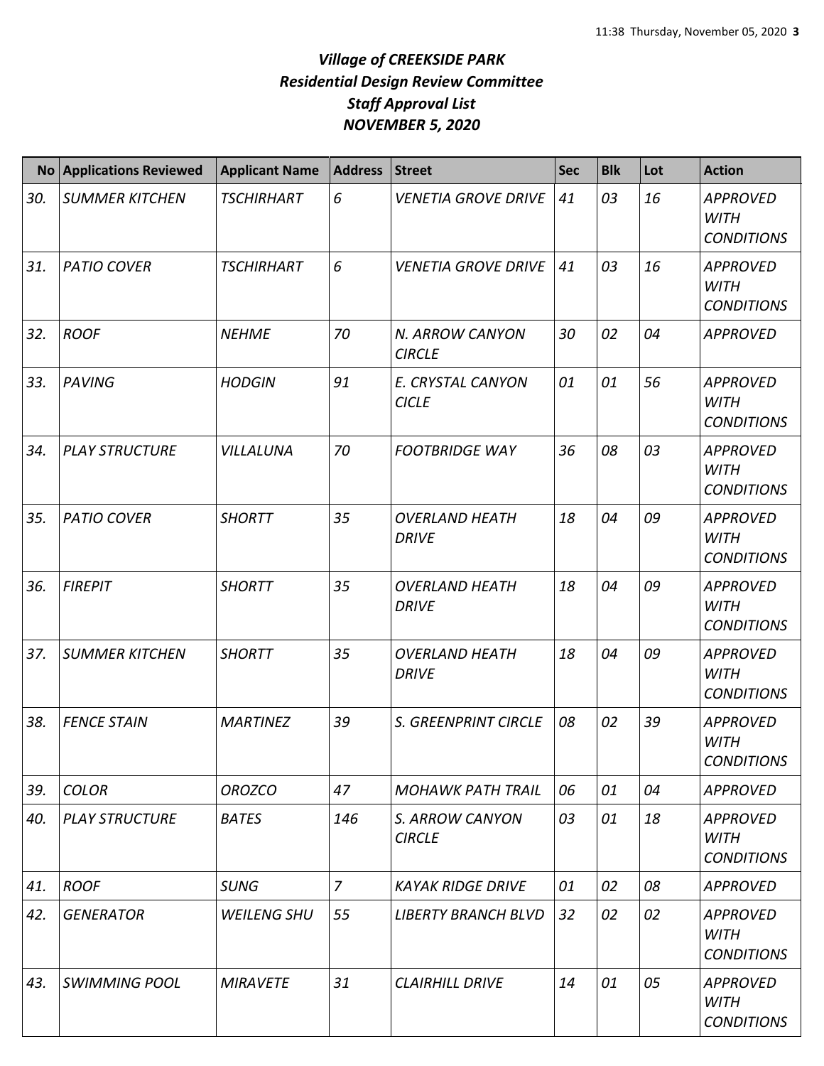# *Village of CREEKSIDE PARK*
## *Residential Design Review Committee*
## *Staff Approval List*
## *NOVEMBER 5, 2020*

| No | Applications Reviewed | Applicant Name | Address | Street | Sec | Blk | Lot | Action |
|---|---|---|---|---|---|---|---|---|
| *30.* | *SUMMER KITCHEN* | *TSCHIRHART* | *6* | *VENETIA GROVE DRIVE* | *41* | *03* | *16* | *APPROVED WITH CONDITIONS* |
| *31.* | *PATIO COVER* | *TSCHIRHART* | *6* | *VENETIA GROVE DRIVE* | *41* | *03* | *16* | *APPROVED WITH CONDITIONS* |
| *32.* | *ROOF* | *NEHME* | *70* | *N. ARROW CANYON CIRCLE* | *30* | *02* | *04* | *APPROVED* |
| *33.* | *PAVING* | *HODGIN* | *91* | *E. CRYSTAL CANYON CICLE* | *01* | *01* | *56* | *APPROVED WITH CONDITIONS* |
| *34.* | *PLAY STRUCTURE* | *VILLALUNA* | *70* | *FOOTBRIDGE WAY* | *36* | *08* | *03* | *APPROVED WITH CONDITIONS* |
| *35.* | *PATIO COVER* | *SHORTT* | *35* | *OVERLAND HEATH DRIVE* | *18* | *04* | *09* | *APPROVED WITH CONDITIONS* |
| *36.* | *FIREPIT* | *SHORTT* | *35* | *OVERLAND HEATH DRIVE* | *18* | *04* | *09* | *APPROVED WITH CONDITIONS* |
| *37.* | *SUMMER KITCHEN* | *SHORTT* | *35* | *OVERLAND HEATH DRIVE* | *18* | *04* | *09* | *APPROVED WITH CONDITIONS* |
| *38.* | *FENCE STAIN* | *MARTINEZ* | *39* | *S. GREENPRINT CIRCLE* | *08* | *02* | *39* | *APPROVED WITH CONDITIONS* |
| *39.* | *COLOR* | *OROZCO* | *47* | *MOHAWK PATH TRAIL* | *06* | *01* | *04* | *APPROVED* |
| *40.* | *PLAY STRUCTURE* | *BATES* | *146* | *S. ARROW CANYON CIRCLE* | *03* | *01* | *18* | *APPROVED WITH CONDITIONS* |
| *41.* | *ROOF* | *SUNG* | *7* | *KAYAK RIDGE DRIVE* | *01* | *02* | *08* | *APPROVED* |
| *42.* | *GENERATOR* | *WEILENG SHU* | *55* | *LIBERTY BRANCH BLVD* | *32* | *02* | *02* | *APPROVED WITH CONDITIONS* |
| *43.* | *SWIMMING POOL* | *MIRAVETE* | *31* | *CLAIRHILL DRIVE* | *14* | *01* | *05* | *APPROVED WITH CONDITIONS* |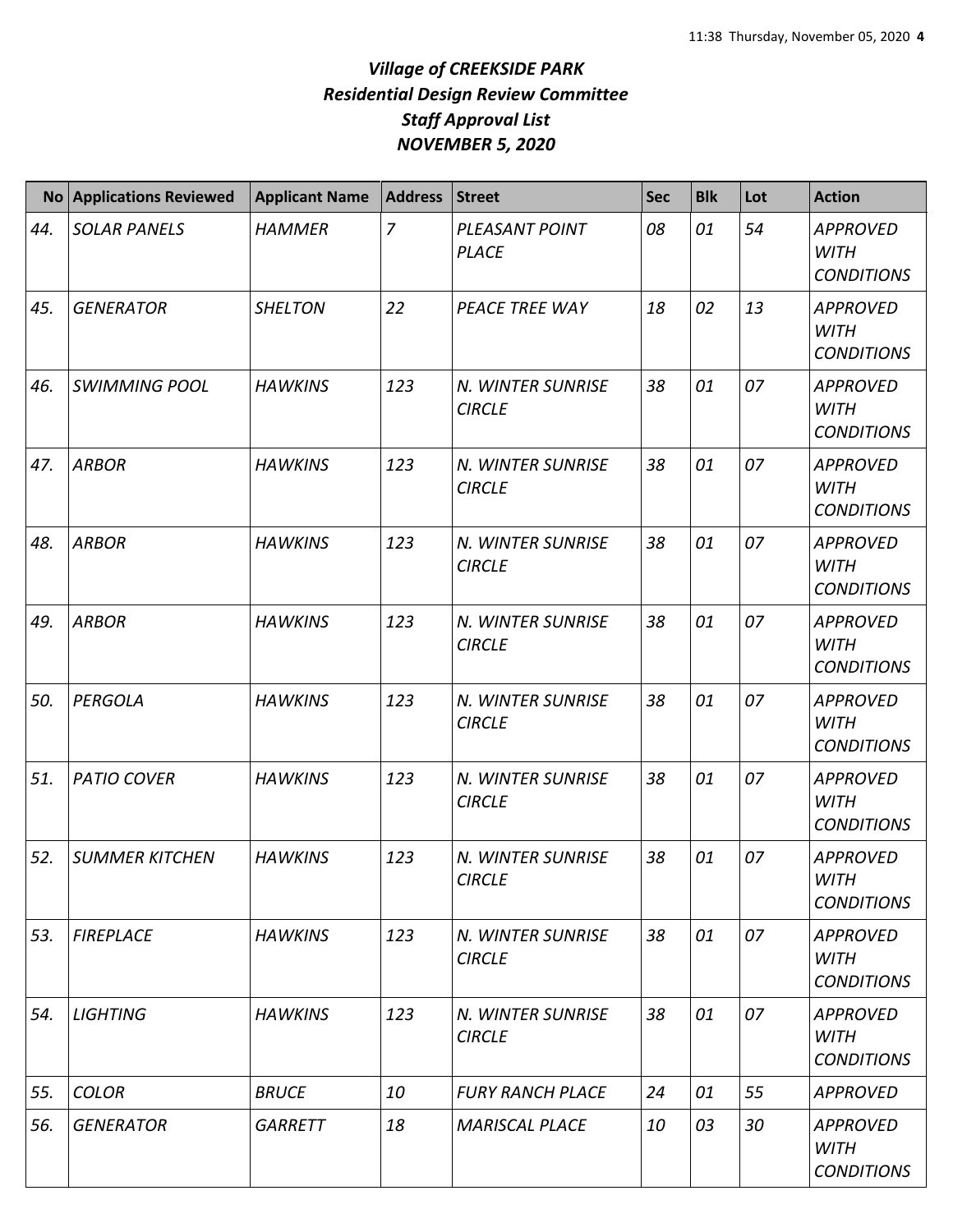# *Village of CREEKSIDE PARK*
# *Residential Design Review Committee*
# *Staff Approval List*
# *NOVEMBER 5, 2020*

| No | Applications Reviewed | Applicant Name | Address | Street | Sec | Blk | Lot | Action |
|---|---|---|---|---|---|---|---|---|
| *44.* | *SOLAR PANELS* | *HAMMER* | *7* | *PLEASANT POINT PLACE* | *08* | *01* | *54* | *APPROVED WITH CONDITIONS* |
| *45.* | *GENERATOR* | *SHELTON* | *22* | *PEACE TREE WAY* | *18* | *02* | *13* | *APPROVED WITH CONDITIONS* |
| *46.* | *SWIMMING POOL* | *HAWKINS* | *123* | *N. WINTER SUNRISE CIRCLE* | *38* | *01* | *07* | *APPROVED WITH CONDITIONS* |
| *47.* | *ARBOR* | *HAWKINS* | *123* | *N. WINTER SUNRISE CIRCLE* | *38* | *01* | *07* | *APPROVED WITH CONDITIONS* |
| *48.* | *ARBOR* | *HAWKINS* | *123* | *N. WINTER SUNRISE CIRCLE* | *38* | *01* | *07* | *APPROVED WITH CONDITIONS* |
| *49.* | *ARBOR* | *HAWKINS* | *123* | *N. WINTER SUNRISE CIRCLE* | *38* | *01* | *07* | *APPROVED WITH CONDITIONS* |
| *50.* | *PERGOLA* | *HAWKINS* | *123* | *N. WINTER SUNRISE CIRCLE* | *38* | *01* | *07* | *APPROVED WITH CONDITIONS* |
| *51.* | *PATIO COVER* | *HAWKINS* | *123* | *N. WINTER SUNRISE CIRCLE* | *38* | *01* | *07* | *APPROVED WITH CONDITIONS* |
| *52.* | *SUMMER KITCHEN* | *HAWKINS* | *123* | *N. WINTER SUNRISE CIRCLE* | *38* | *01* | *07* | *APPROVED WITH CONDITIONS* |
| *53.* | *FIREPLACE* | *HAWKINS* | *123* | *N. WINTER SUNRISE CIRCLE* | *38* | *01* | *07* | *APPROVED WITH CONDITIONS* |
| *54.* | *LIGHTING* | *HAWKINS* | *123* | *N. WINTER SUNRISE CIRCLE* | *38* | *01* | *07* | *APPROVED WITH CONDITIONS* |
| *55.* | *COLOR* | *BRUCE* | *10* | *FURY RANCH PLACE* | *24* | *01* | *55* | *APPROVED* |
| *56.* | *GENERATOR* | *GARRETT* | *18* | *MARISCAL PLACE* | *10* | *03* | *30* | *APPROVED WITH CONDITIONS* |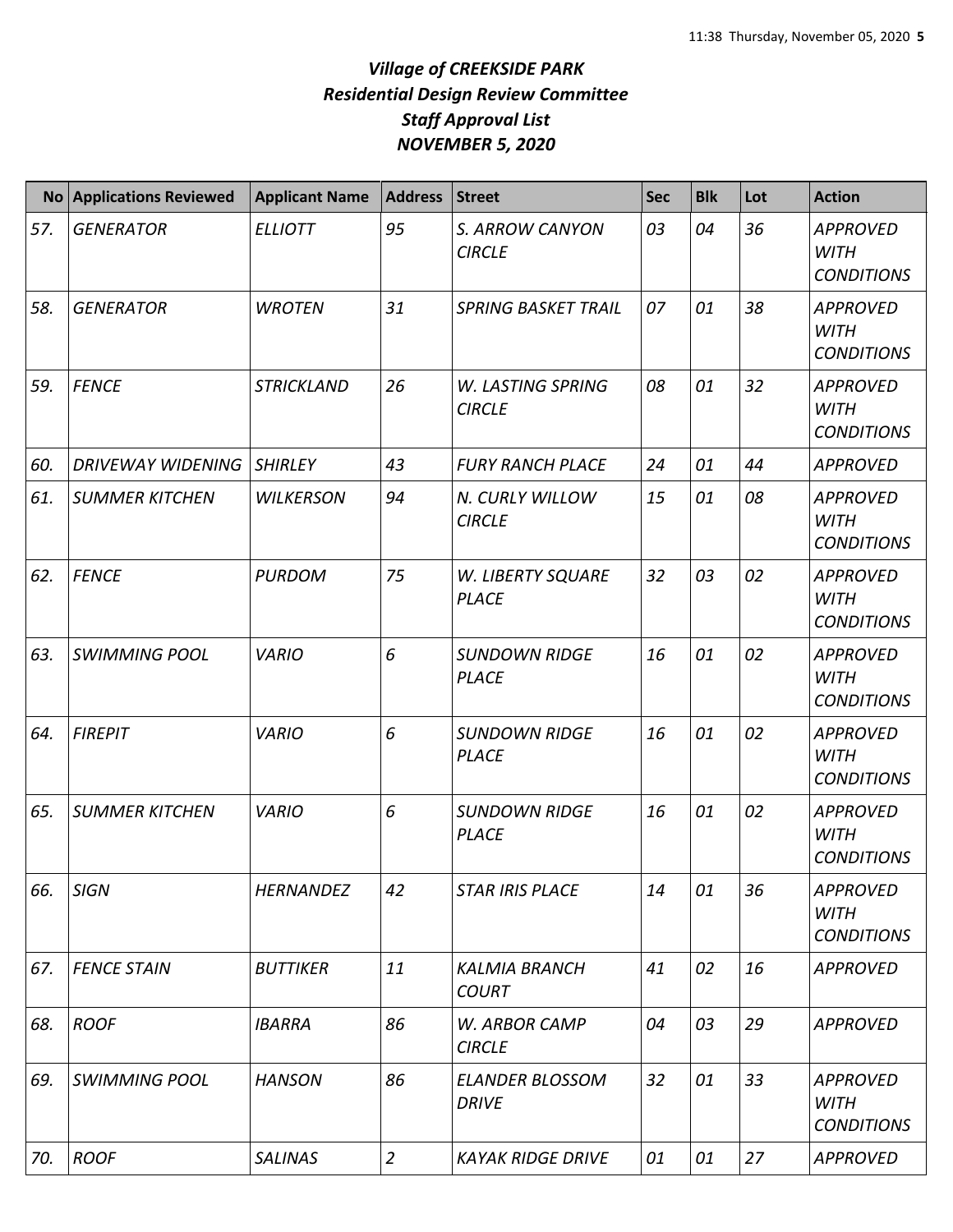# *Village of CREEKSIDE PARK*
## *Residential Design Review Committee*
## *Staff Approval List*
## *NOVEMBER 5, 2020*

| No | Applications Reviewed | Applicant Name | Address | Street | Sec | Blk | Lot | Action |
|---|---|---|---|---|---|---|---|---|
| *57.* | *GENERATOR* | *ELLIOTT* | *95* | *S. ARROW CANYON CIRCLE* | *03* | *04* | *36* | *APPROVED WITH CONDITIONS* |
| *58.* | *GENERATOR* | *WROTEN* | *31* | *SPRING BASKET TRAIL* | *07* | *01* | *38* | *APPROVED WITH CONDITIONS* |
| *59.* | *FENCE* | *STRICKLAND* | *26* | *W. LASTING SPRING CIRCLE* | *08* | *01* | *32* | *APPROVED WITH CONDITIONS* |
| *60.* | *DRIVEWAY WIDENING* | *SHIRLEY* | *43* | *FURY RANCH PLACE* | *24* | *01* | *44* | *APPROVED* |
| *61.* | *SUMMER KITCHEN* | *WILKERSON* | *94* | *N. CURLY WILLOW CIRCLE* | *15* | *01* | *08* | *APPROVED WITH CONDITIONS* |
| *62.* | *FENCE* | *PURDOM* | *75* | *W. LIBERTY SQUARE PLACE* | *32* | *03* | *02* | *APPROVED WITH CONDITIONS* |
| *63.* | *SWIMMING POOL* | *VARIO* | *6* | *SUNDOWN RIDGE PLACE* | *16* | *01* | *02* | *APPROVED WITH CONDITIONS* |
| *64.* | *FIREPIT* | *VARIO* | *6* | *SUNDOWN RIDGE PLACE* | *16* | *01* | *02* | *APPROVED WITH CONDITIONS* |
| *65.* | *SUMMER KITCHEN* | *VARIO* | *6* | *SUNDOWN RIDGE PLACE* | *16* | *01* | *02* | *APPROVED WITH CONDITIONS* |
| *66.* | *SIGN* | *HERNANDEZ* | *42* | *STAR IRIS PLACE* | *14* | *01* | *36* | *APPROVED WITH CONDITIONS* |
| *67.* | *FENCE STAIN* | *BUTTIKER* | *11* | *KALMIA BRANCH COURT* | *41* | *02* | *16* | *APPROVED* |
| *68.* | *ROOF* | *IBARRA* | *86* | *W. ARBOR CAMP CIRCLE* | *04* | *03* | *29* | *APPROVED* |
| *69.* | *SWIMMING POOL* | *HANSON* | *86* | *ELANDER BLOSSOM DRIVE* | *32* | *01* | *33* | *APPROVED WITH CONDITIONS* |
| *70.* | *ROOF* | *SALINAS* | *2* | *KAYAK RIDGE DRIVE* | *01* | *01* | *27* | *APPROVED* |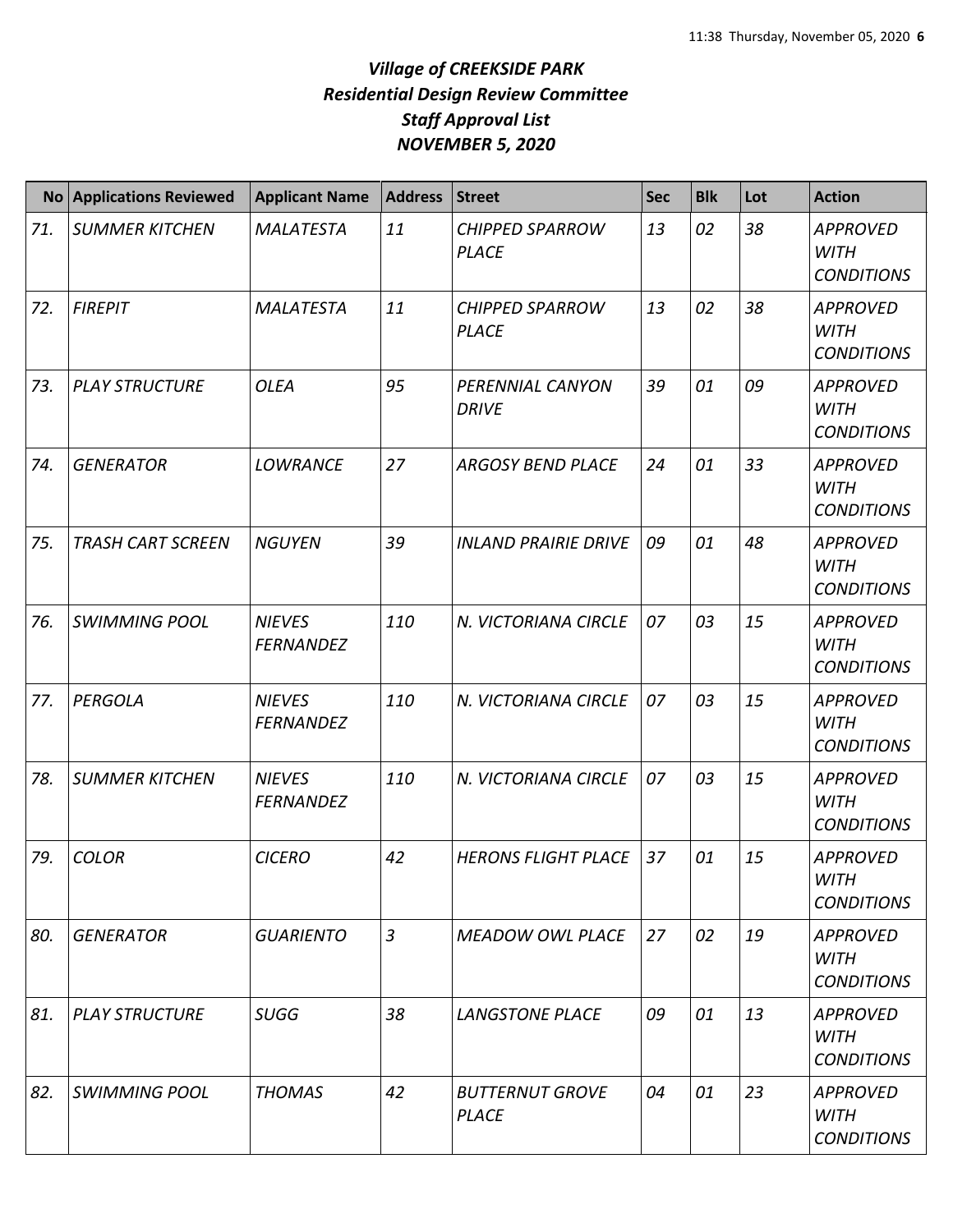# *Village of CREEKSIDE PARK*
# *Residential Design Review Committee*
# *Staff Approval List*
# *NOVEMBER 5, 2020*

| No | Applications Reviewed | Applicant Name | Address | Street | Sec | Blk | Lot | Action |
|---|---|---|---|---|---|---|---|---|
| *71.* | *SUMMER KITCHEN* | *MALATESTA* | *11* | *CHIPPED SPARROW PLACE* | *13* | *02* | *38* | *APPROVED WITH CONDITIONS* |
| *72.* | *FIREPIT* | *MALATESTA* | *11* | *CHIPPED SPARROW PLACE* | *13* | *02* | *38* | *APPROVED WITH CONDITIONS* |
| *73.* | *PLAY STRUCTURE* | *OLEA* | *95* | *PERENNIAL CANYON DRIVE* | *39* | *01* | *09* | *APPROVED WITH CONDITIONS* |
| *74.* | *GENERATOR* | *LOWRANCE* | *27* | *ARGOSY BEND PLACE* | *24* | *01* | *33* | *APPROVED WITH CONDITIONS* |
| *75.* | *TRASH CART SCREEN* | *NGUYEN* | *39* | *INLAND PRAIRIE DRIVE* | *09* | *01* | *48* | *APPROVED WITH CONDITIONS* |
| *76.* | *SWIMMING POOL* | *NIEVES FERNANDEZ* | *110* | *N. VICTORIANA CIRCLE* | *07* | *03* | *15* | *APPROVED WITH CONDITIONS* |
| *77.* | *PERGOLA* | *NIEVES FERNANDEZ* | *110* | *N. VICTORIANA CIRCLE* | *07* | *03* | *15* | *APPROVED WITH CONDITIONS* |
| *78.* | *SUMMER KITCHEN* | *NIEVES FERNANDEZ* | *110* | *N. VICTORIANA CIRCLE* | *07* | *03* | *15* | *APPROVED WITH CONDITIONS* |
| *79.* | *COLOR* | *CICERO* | *42* | *HERONS FLIGHT PLACE* | *37* | *01* | *15* | *APPROVED WITH CONDITIONS* |
| *80.* | *GENERATOR* | *GUARIENTO* | *3* | *MEADOW OWL PLACE* | *27* | *02* | *19* | *APPROVED WITH CONDITIONS* |
| *81.* | *PLAY STRUCTURE* | *SUGG* | *38* | *LANGSTONE PLACE* | *09* | *01* | *13* | *APPROVED WITH CONDITIONS* |
| *82.* | *SWIMMING POOL* | *THOMAS* | *42* | *BUTTERNUT GROVE PLACE* | *04* | *01* | *23* | *APPROVED WITH CONDITIONS* |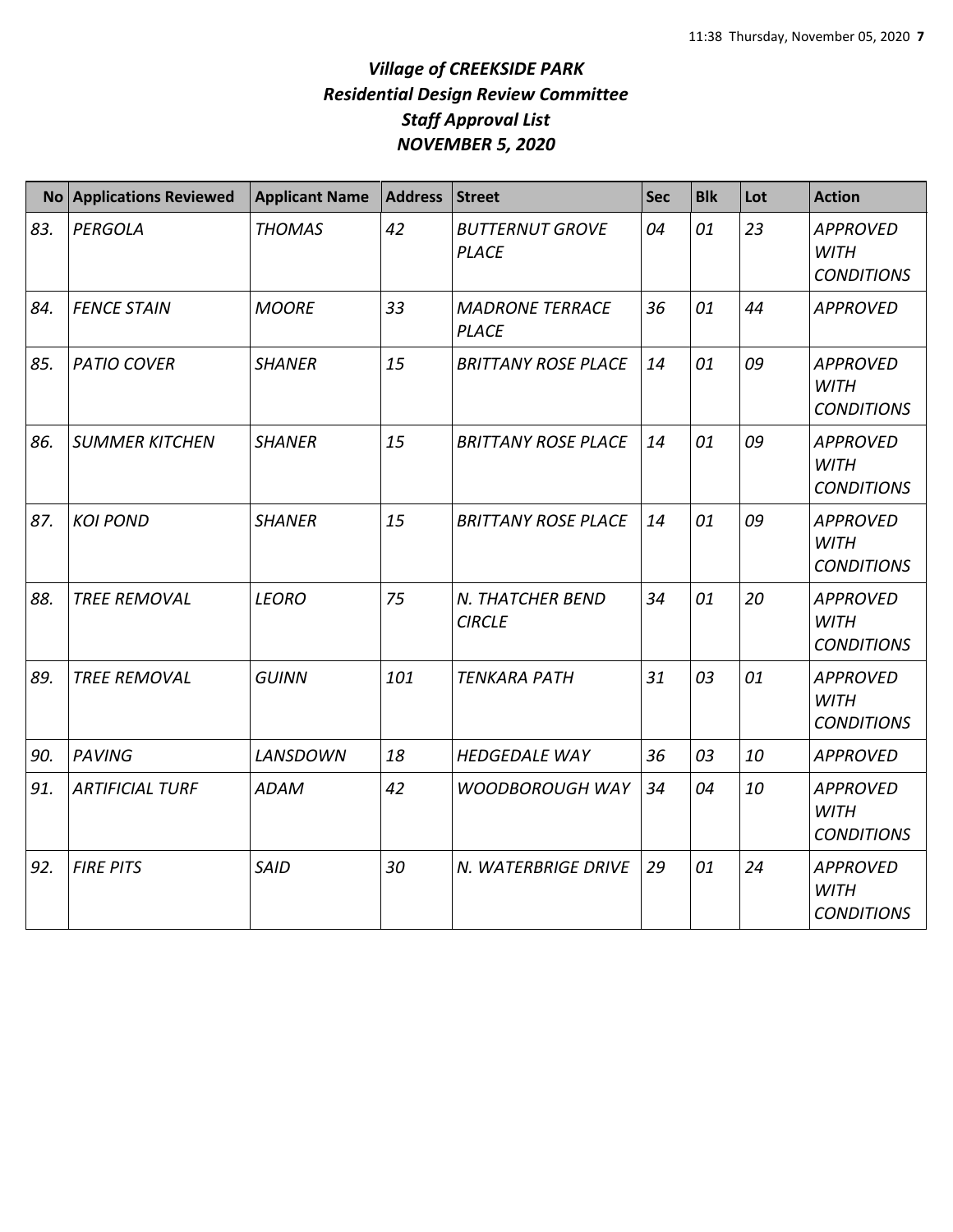# *Village of CREEKSIDE PARK*
## *Residential Design Review Committee*
## *Staff Approval List*
## *NOVEMBER 5, 2020*

| No | Applications Reviewed | Applicant Name | Address | Street | Sec | Blk | Lot | Action |
|---|---|---|---|---|---|---|---|---|
| *83.* | *PERGOLA* | *THOMAS* | *42* | *BUTTERNUT GROVE PLACE* | *04* | *01* | *23* | *APPROVED WITH CONDITIONS* |
| *84.* | *FENCE STAIN* | *MOORE* | *33* | *MADRONE TERRACE PLACE* | *36* | *01* | *44* | *APPROVED* |
| *85.* | *PATIO COVER* | *SHANER* | *15* | *BRITTANY ROSE PLACE* | *14* | *01* | *09* | *APPROVED WITH CONDITIONS* |
| *86.* | *SUMMER KITCHEN* | *SHANER* | *15* | *BRITTANY ROSE PLACE* | *14* | *01* | *09* | *APPROVED WITH CONDITIONS* |
| *87.* | *KOI POND* | *SHANER* | *15* | *BRITTANY ROSE PLACE* | *14* | *01* | *09* | *APPROVED WITH CONDITIONS* |
| *88.* | *TREE REMOVAL* | *LEORO* | *75* | *N. THATCHER BEND CIRCLE* | *34* | *01* | *20* | *APPROVED WITH CONDITIONS* |
| *89.* | *TREE REMOVAL* | *GUINN* | *101* | *TENKARA PATH* | *31* | *03* | *01* | *APPROVED WITH CONDITIONS* |
| *90.* | *PAVING* | *LANSDOWN* | *18* | *HEDGEDALE WAY* | *36* | *03* | *10* | *APPROVED* |
| *91.* | *ARTIFICIAL TURF* | *ADAM* | *42* | *WOODBOROUGH WAY* | *34* | *04* | *10* | *APPROVED WITH CONDITIONS* |
| *92.* | *FIRE PITS* | *SAID* | *30* | *N. WATERBRIGE DRIVE* | *29* | *01* | *24* | *APPROVED WITH CONDITIONS* |